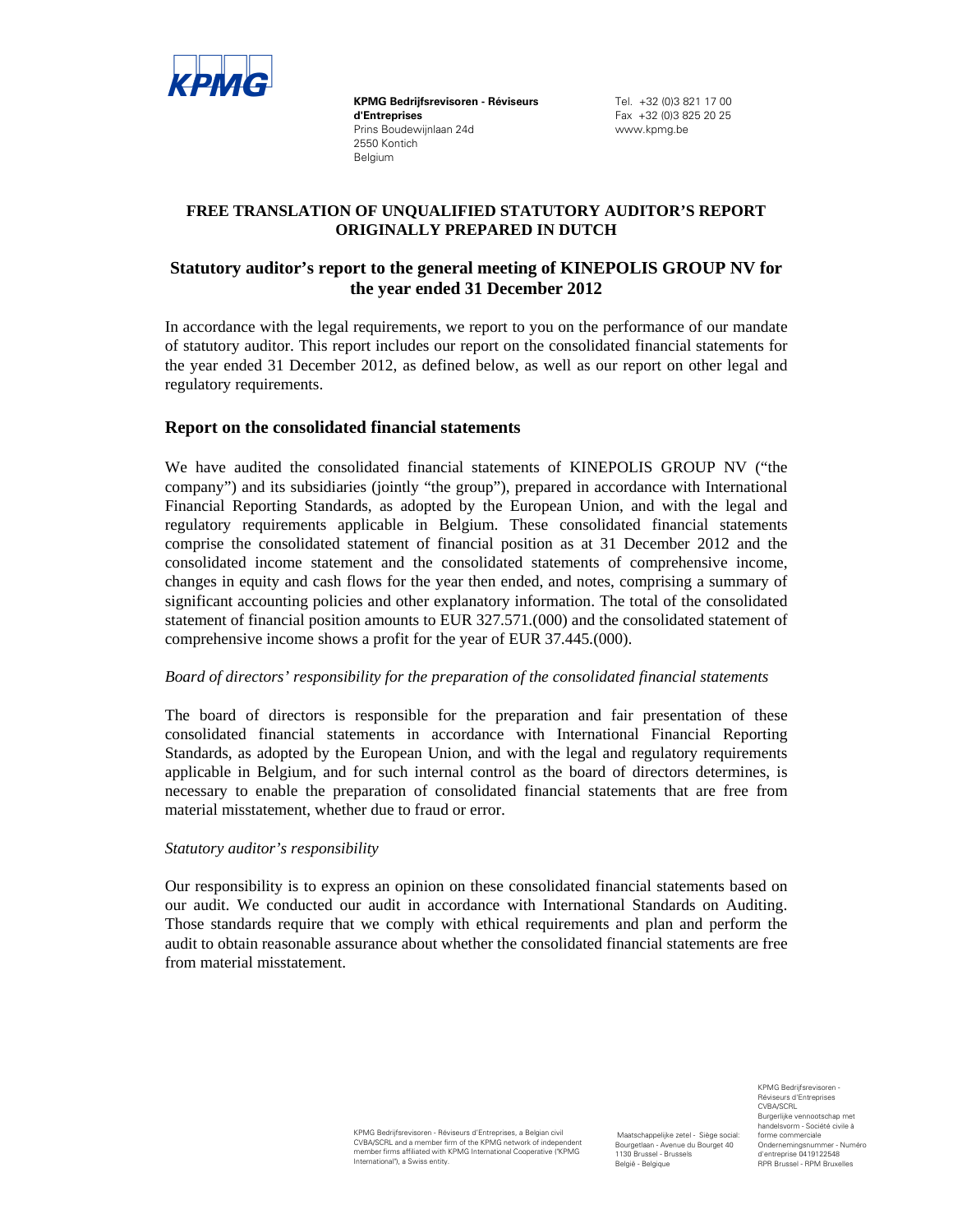**KPMG Bedrijfsrevisoren - Réviseurs d'Entreprises**
Prins Boudewijnlaan 24d
2550 Kontich
Belgium

Tel. +32 (0)3 821 17 00
Fax +32 (0)3 825 20 25
www.kpmg.be

**FREE TRANSLATION OF UNQUALIFIED STATUTORY AUDITOR'S REPORT ORIGINALLY PREPARED IN DUTCH**

## Statutory auditor's report to the general meeting of KINEPOLIS GROUP NV for the year ended 31 December 2012

In accordance with the legal requirements, we report to you on the performance of our mandate of statutory auditor. This report includes our report on the consolidated financial statements for the year ended 31 December 2012, as defined below, as well as our report on other legal and regulatory requirements.

### Report on the consolidated financial statements

We have audited the consolidated financial statements of KINEPOLIS GROUP NV ("the company") and its subsidiaries (jointly "the group"), prepared in accordance with International Financial Reporting Standards, as adopted by the European Union, and with the legal and regulatory requirements applicable in Belgium. These consolidated financial statements comprise the consolidated statement of financial position as at 31 December 2012 and the consolidated income statement and the consolidated statements of comprehensive income, changes in equity and cash flows for the year then ended, and notes, comprising a summary of significant accounting policies and other explanatory information. The total of the consolidated statement of financial position amounts to EUR 327.571.(000) and the consolidated statement of comprehensive income shows a profit for the year of EUR 37.445.(000).

*Board of directors' responsibility for the preparation of the consolidated financial statements*

The board of directors is responsible for the preparation and fair presentation of these consolidated financial statements in accordance with International Financial Reporting Standards, as adopted by the European Union, and with the legal and regulatory requirements applicable in Belgium, and for such internal control as the board of directors determines, is necessary to enable the preparation of consolidated financial statements that are free from material misstatement, whether due to fraud or error.

*Statutory auditor's responsibility*

Our responsibility is to express an opinion on these consolidated financial statements based on our audit. We conducted our audit in accordance with International Standards on Auditing. Those standards require that we comply with ethical requirements and plan and perform the audit to obtain reasonable assurance about whether the consolidated financial statements are free from material misstatement.

KPMG Bedrijfsrevisoren - Réviseurs d'Entreprises, a Belgian civil CVBA/SCRL and a member firm of the KPMG network of independent member firms affiliated with KPMG International Cooperative ("KPMG International"), a Swiss entity.

Maatschappelijke zetel - Siège social:
Bourgetlaan - Avenue du Bourget 40
1130 Brussel - Brussels
België - Belgique

KPMG Bedrijfsrevisoren - Réviseurs d'Entreprises
CVBA/SCRL
Burgerlijke vennootschap met handelsvorm - Société civile à forme commerciale
Ondernemingsnummer - Numéro d'entreprise 0419122548
RPR Brussel - RPM Bruxelles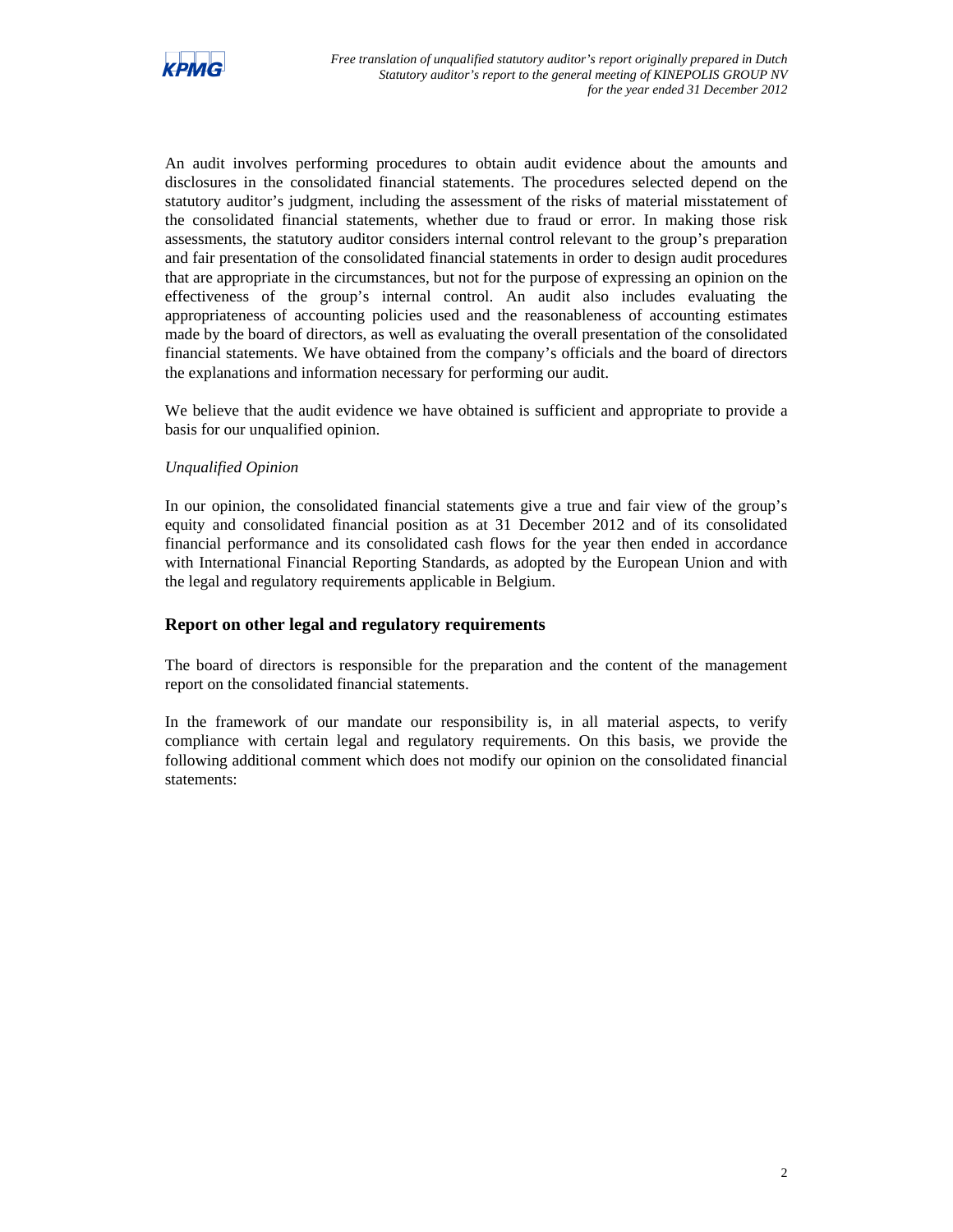An audit involves performing procedures to obtain audit evidence about the amounts and disclosures in the consolidated financial statements. The procedures selected depend on the statutory auditor's judgment, including the assessment of the risks of material misstatement of the consolidated financial statements, whether due to fraud or error. In making those risk assessments, the statutory auditor considers internal control relevant to the group's preparation and fair presentation of the consolidated financial statements in order to design audit procedures that are appropriate in the circumstances, but not for the purpose of expressing an opinion on the effectiveness of the group's internal control. An audit also includes evaluating the appropriateness of accounting policies used and the reasonableness of accounting estimates made by the board of directors, as well as evaluating the overall presentation of the consolidated financial statements. We have obtained from the company's officials and the board of directors the explanations and information necessary for performing our audit.

We believe that the audit evidence we have obtained is sufficient and appropriate to provide a basis for our unqualified opinion.

*Unqualified Opinion*

In our opinion, the consolidated financial statements give a true and fair view of the group's equity and consolidated financial position as at 31 December 2012 and of its consolidated financial performance and its consolidated cash flows for the year then ended in accordance with International Financial Reporting Standards, as adopted by the European Union and with the legal and regulatory requirements applicable in Belgium.

## Report on other legal and regulatory requirements

The board of directors is responsible for the preparation and the content of the management report on the consolidated financial statements.

In the framework of our mandate our responsibility is, in all material aspects, to verify compliance with certain legal and regulatory requirements. On this basis, we provide the following additional comment which does not modify our opinion on the consolidated financial statements: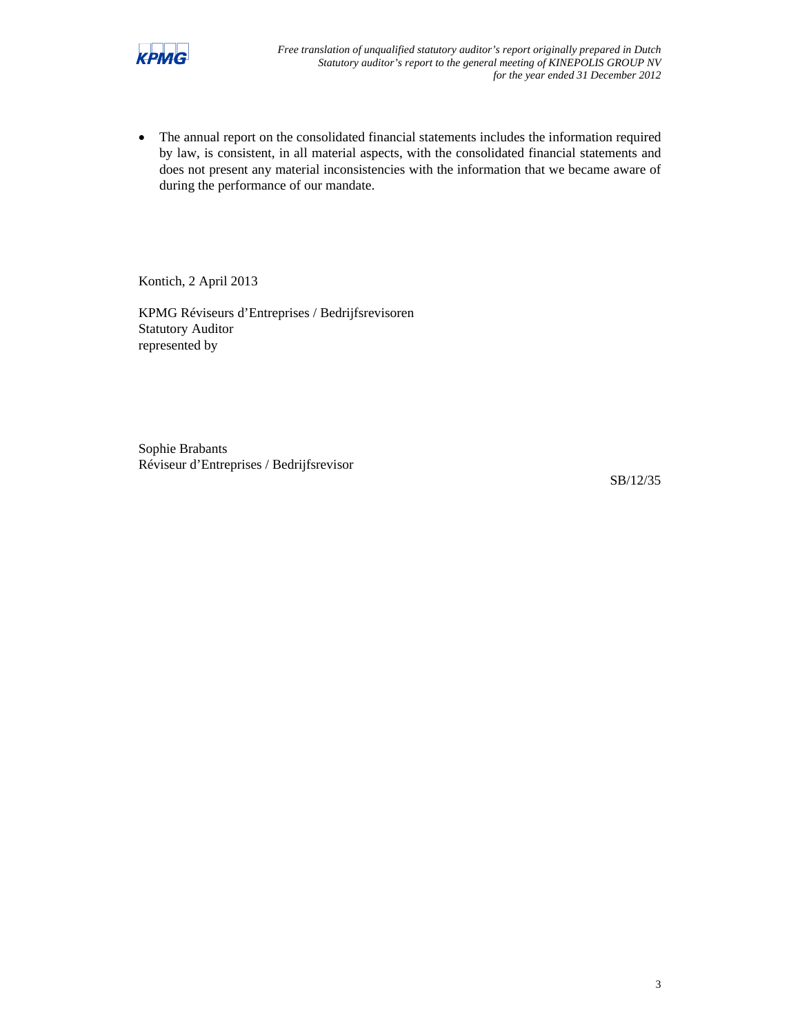- The annual report on the consolidated financial statements includes the information required by law, is consistent, in all material aspects, with the consolidated financial statements and does not present any material inconsistencies with the information that we became aware of during the performance of our mandate.

Kontich, 2 April 2013

KPMG Réviseurs d'Entreprises / Bedrijfsrevisoren
Statutory Auditor
represented by

Sophie Brabants
Réviseur d'Entreprises / Bedrijfsrevisor

SB/12/35